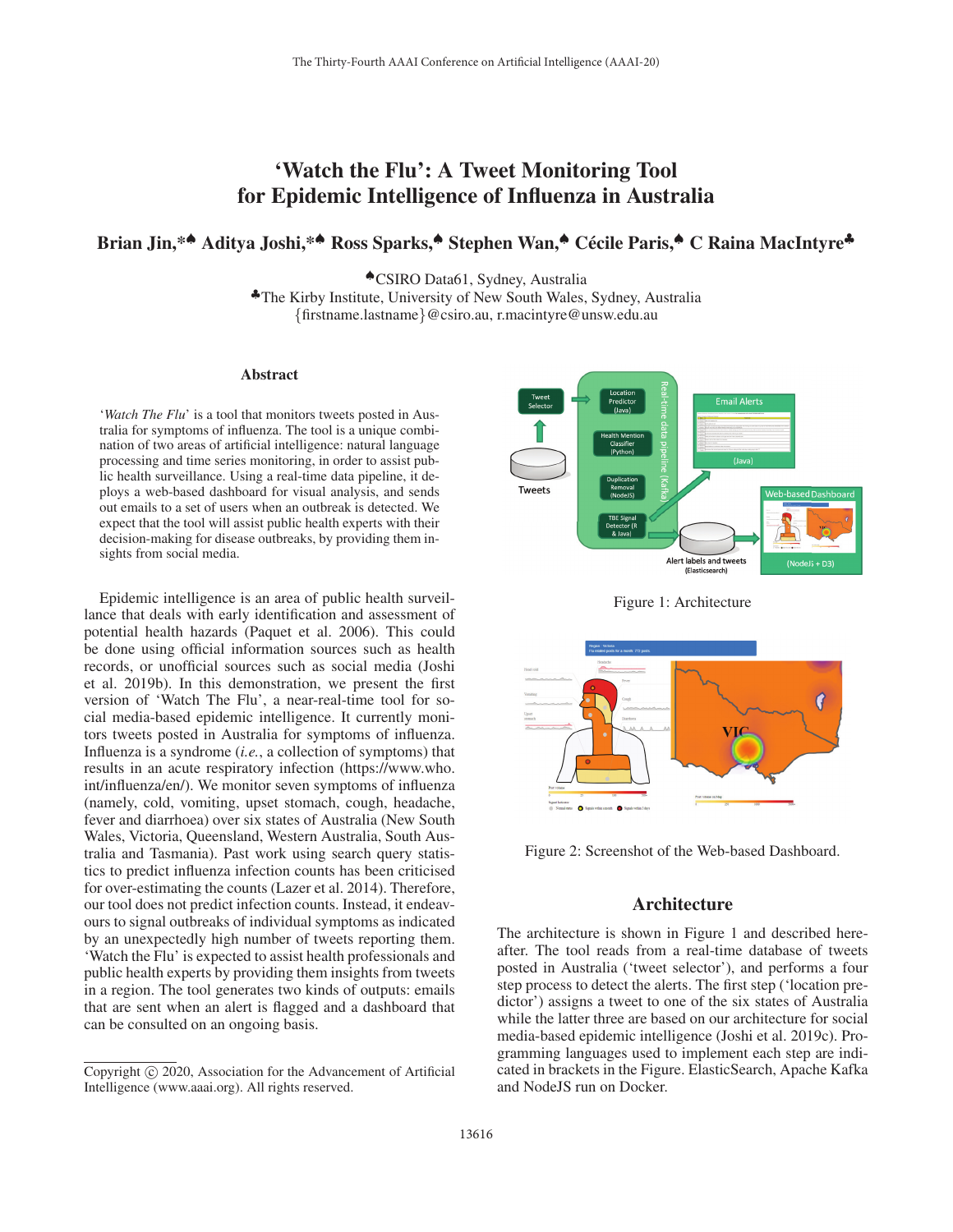# 'Watch the Flu': A Tweet Monitoring Tool for Epidemic Intelligence of Influenza in Australia

**Brian Jin,\*♠ Aditya Joshi,\*♠ Ross Sparks,♠ Stephen Wan,♠ Cécile Paris,♠ C Raina MacIntyre♣**

♠CSIRO Data61, Sydney, Australia
♣The Kirby Institute, University of New South Wales, Sydney, Australia
{firstname.lastname}@csiro.au, r.macintyre@unsw.edu.au

## Abstract

'*Watch The Flu*' is a tool that monitors tweets posted in Australia for symptoms of influenza. The tool is a unique combination of two areas of artificial intelligence: natural language processing and time series monitoring, in order to assist public health surveillance. Using a real-time data pipeline, it deploys a web-based dashboard for visual analysis, and sends out emails to a set of users when an outbreak is detected. We expect that the tool will assist public health experts with their decision-making for disease outbreaks, by providing them insights from social media.

Epidemic intelligence is an area of public health surveillance that deals with early identification and assessment of potential health hazards (Paquet et al. 2006). This could be done using official information sources such as health records, or unofficial sources such as social media (Joshi et al. 2019b). In this demonstration, we present the first version of 'Watch The Flu', a near-real-time tool for social media-based epidemic intelligence. It currently monitors tweets posted in Australia for symptoms of influenza. Influenza is a syndrome (*i.e.*, a collection of symptoms) that results in an acute respiratory infection (https://www.who.int/influenza/en/). We monitor seven symptoms of influenza (namely, cold, vomiting, upset stomach, cough, headache, fever and diarrhoea) over six states of Australia (New South Wales, Victoria, Queensland, Western Australia, South Australia and Tasmania). Past work using search query statistics to predict influenza infection counts has been criticised for over-estimating the counts (Lazer et al. 2014). Therefore, our tool does not predict infection counts. Instead, it endeavours to signal outbreaks of individual symptoms as indicated by an unexpectedly high number of tweets reporting them. 'Watch the Flu' is expected to assist health professionals and public health experts by providing them insights from tweets in a region. The tool generates two kinds of outputs: emails that are sent when an alert is flagged and a dashboard that can be consulted on an ongoing basis.

Copyright © 2020, Association for the Advancement of Artificial Intelligence (www.aaai.org). All rights reserved.

Tweet Selector
Tweets
Location Predictor (Java)
Health Mention Classifier (Python)
Duplication Removal (NodeJS)
TBE Signal Detector (R & Java)
Real-time data pipeline (Kafka)
Email Alerts
(Java)
Web-based Dashboard
(NodeJS + D3)
Alert labels and tweets (Elasticsearch)

Figure 1: Architecture

Figure 2: Screenshot of the Web-based Dashboard.

## Architecture

The architecture is shown in Figure 1 and described hereafter. The tool reads from a real-time database of tweets posted in Australia ('tweet selector'), and performs a four step process to detect the alerts. The first step ('location predictor') assigns a tweet to one of the six states of Australia while the latter three are based on our architecture for social media-based epidemic intelligence (Joshi et al. 2019c). Programming languages used to implement each step are indicated in brackets in the Figure. ElasticSearch, Apache Kafka and NodeJS run on Docker.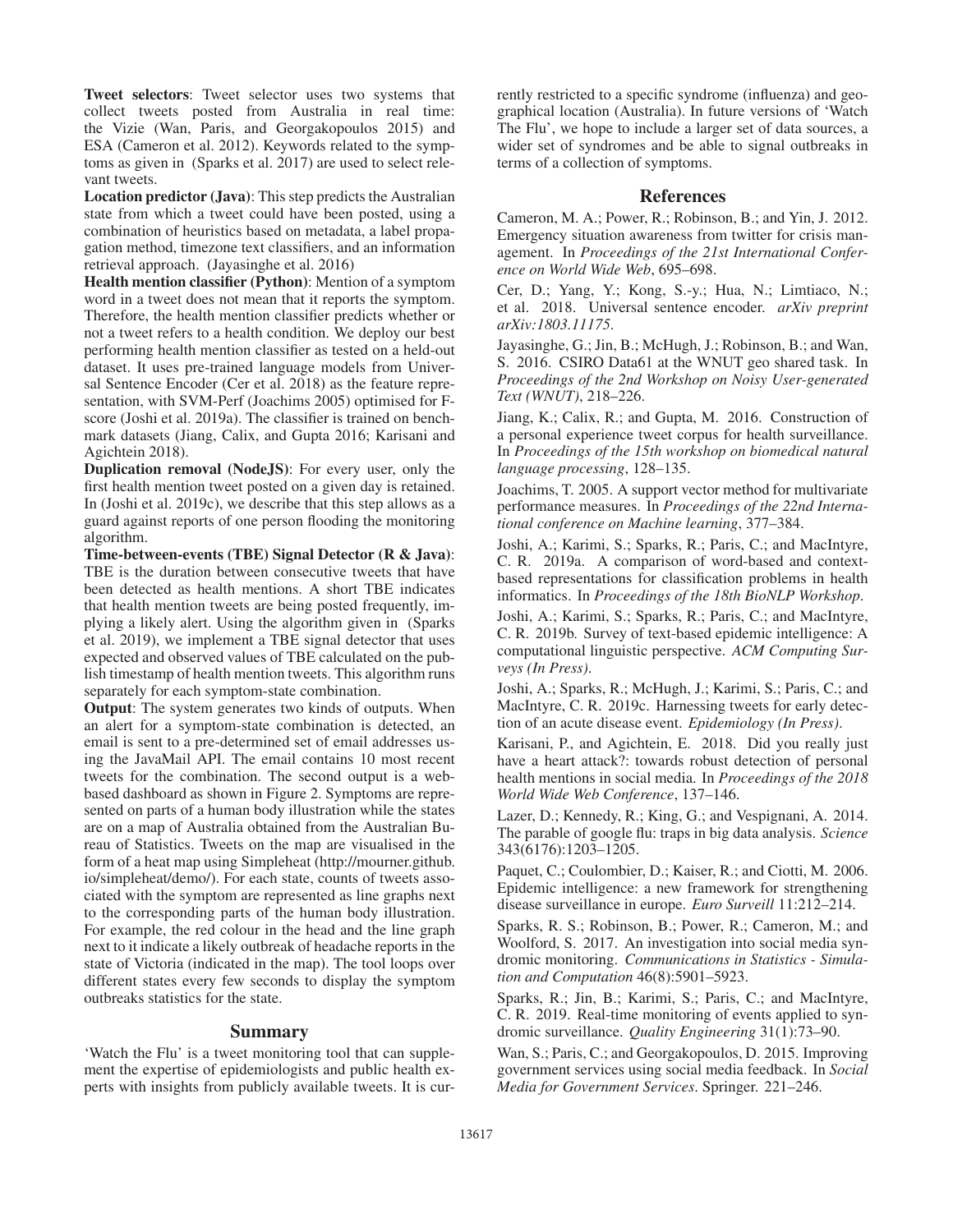**Tweet selectors**: Tweet selector uses two systems that collect tweets posted from Australia in real time: the Vizie (Wan, Paris, and Georgakopoulos 2015) and ESA (Cameron et al. 2012). Keywords related to the symptoms as given in (Sparks et al. 2017) are used to select relevant tweets.

**Location predictor (Java)**: This step predicts the Australian state from which a tweet could have been posted, using a combination of heuristics based on metadata, a label propagation method, timezone text classifiers, and an information retrieval approach. (Jayasinghe et al. 2016)

**Health mention classifier (Python)**: Mention of a symptom word in a tweet does not mean that it reports the symptom. Therefore, the health mention classifier predicts whether or not a tweet refers to a health condition. We deploy our best performing health mention classifier as tested on a held-out dataset. It uses pre-trained language models from Universal Sentence Encoder (Cer et al. 2018) as the feature representation, with SVM-Perf (Joachims 2005) optimised for F-score (Joshi et al. 2019a). The classifier is trained on benchmark datasets (Jiang, Calix, and Gupta 2016; Karisani and Agichtein 2018).

**Duplication removal (NodeJS)**: For every user, only the first health mention tweet posted on a given day is retained. In (Joshi et al. 2019c), we describe that this step allows as a guard against reports of one person flooding the monitoring algorithm.

**Time-between-events (TBE) Signal Detector (R & Java)**: TBE is the duration between consecutive tweets that have been detected as health mentions. A short TBE indicates that health mention tweets are being posted frequently, implying a likely alert. Using the algorithm given in (Sparks et al. 2019), we implement a TBE signal detector that uses expected and observed values of TBE calculated on the publish timestamp of health mention tweets. This algorithm runs separately for each symptom-state combination.

**Output**: The system generates two kinds of outputs. When an alert for a symptom-state combination is detected, an email is sent to a pre-determined set of email addresses using the JavaMail API. The email contains 10 most recent tweets for the combination. The second output is a web-based dashboard as shown in Figure 2. Symptoms are represented on parts of a human body illustration while the states are on a map of Australia obtained from the Australian Bureau of Statistics. Tweets on the map are visualised in the form of a heat map using Simpleheat (http://mourner.github.io/simpleheat/demo/). For each state, counts of tweets associated with the symptom are represented as line graphs next to the corresponding parts of the human body illustration. For example, the red colour in the head and the line graph next to it indicate a likely outbreak of headache reports in the state of Victoria (indicated in the map). The tool loops over different states every few seconds to display the symptom outbreaks statistics for the state.

## Summary

'Watch the Flu' is a tweet monitoring tool that can supplement the expertise of epidemiologists and public health experts with insights from publicly available tweets. It is currently restricted to a specific syndrome (influenza) and geographical location (Australia). In future versions of 'Watch The Flu', we hope to include a larger set of data sources, a wider set of syndromes and be able to signal outbreaks in terms of a collection of symptoms.

## References

Cameron, M. A.; Power, R.; Robinson, B.; and Yin, J. 2012. Emergency situation awareness from twitter for crisis management. In *Proceedings of the 21st International Conference on World Wide Web*, 695–698.

Cer, D.; Yang, Y.; Kong, S.-y.; Hua, N.; Limtiaco, N.; et al. 2018. Universal sentence encoder. *arXiv preprint arXiv:1803.11175*.

Jayasinghe, G.; Jin, B.; McHugh, J.; Robinson, B.; and Wan, S. 2016. CSIRO Data61 at the WNUT geo shared task. In *Proceedings of the 2nd Workshop on Noisy User-generated Text (WNUT)*, 218–226.

Jiang, K.; Calix, R.; and Gupta, M. 2016. Construction of a personal experience tweet corpus for health surveillance. In *Proceedings of the 15th workshop on biomedical natural language processing*, 128–135.

Joachims, T. 2005. A support vector method for multivariate performance measures. In *Proceedings of the 22nd International conference on Machine learning*, 377–384.

Joshi, A.; Karimi, S.; Sparks, R.; Paris, C.; and MacIntyre, C. R. 2019a. A comparison of word-based and context-based representations for classification problems in health informatics. In *Proceedings of the 18th BioNLP Workshop*.

Joshi, A.; Karimi, S.; Sparks, R.; Paris, C.; and MacIntyre, C. R. 2019b. Survey of text-based epidemic intelligence: A computational linguistic perspective. *ACM Computing Surveys (In Press)*.

Joshi, A.; Sparks, R.; McHugh, J.; Karimi, S.; Paris, C.; and MacIntyre, C. R. 2019c. Harnessing tweets for early detection of an acute disease event. *Epidemiology (In Press)*.

Karisani, P., and Agichtein, E. 2018. Did you really just have a heart attack?: towards robust detection of personal health mentions in social media. In *Proceedings of the 2018 World Wide Web Conference*, 137–146.

Lazer, D.; Kennedy, R.; King, G.; and Vespignani, A. 2014. The parable of google flu: traps in big data analysis. *Science* 343(6176):1203–1205.

Paquet, C.; Coulombier, D.; Kaiser, R.; and Ciotti, M. 2006. Epidemic intelligence: a new framework for strengthening disease surveillance in europe. *Euro Surveill* 11:212–214.

Sparks, R. S.; Robinson, B.; Power, R.; Cameron, M.; and Woolford, S. 2017. An investigation into social media syndromic monitoring. *Communications in Statistics - Simulation and Computation* 46(8):5901–5923.

Sparks, R.; Jin, B.; Karimi, S.; Paris, C.; and MacIntyre, C. R. 2019. Real-time monitoring of events applied to syndromic surveillance. *Quality Engineering* 31(1):73–90.

Wan, S.; Paris, C.; and Georgakopoulos, D. 2015. Improving government services using social media feedback. In *Social Media for Government Services*. Springer. 221–246.